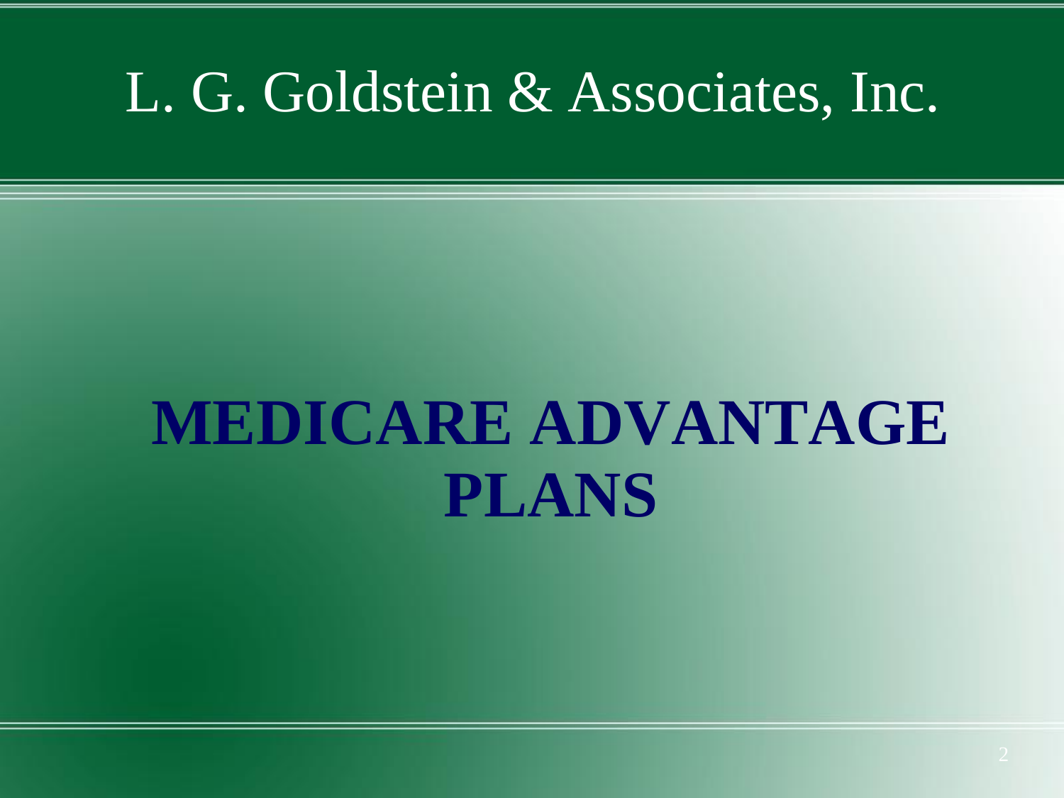L. G. Goldstein & Associates, Inc.

# MEDICARE ADVANTAGE PLANS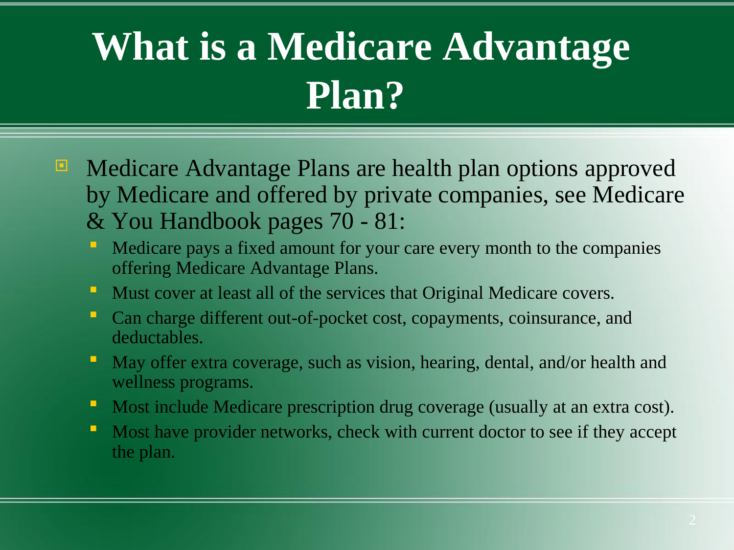# What is a Medicare Advantage Plan?

- Medicare Advantage Plans are health plan options approved by Medicare and offered by private companies, see Medicare & You Handbook pages 70 - 81:
  - Medicare pays a fixed amount for your care every month to the companies offering Medicare Advantage Plans.
  - Must cover at least all of the services that Original Medicare covers.
  - Can charge different out-of-pocket cost, copayments, coinsurance, and deductables.
  - May offer extra coverage, such as vision, hearing, dental, and/or health and wellness programs.
  - Most include Medicare prescription drug coverage (usually at an extra cost).
  - Most have provider networks, check with current doctor to see if they accept the plan.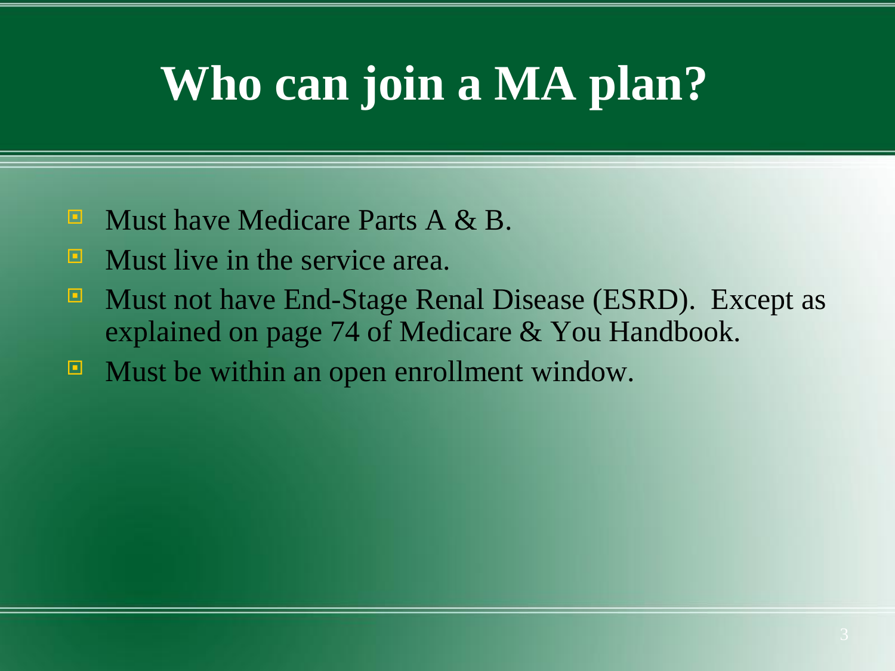# Who can join a MA plan?

- Must have Medicare Parts A & B.
- Must live in the service area.
- Must not have End-Stage Renal Disease (ESRD). Except as explained on page 74 of Medicare & You Handbook.
- Must be within an open enrollment window.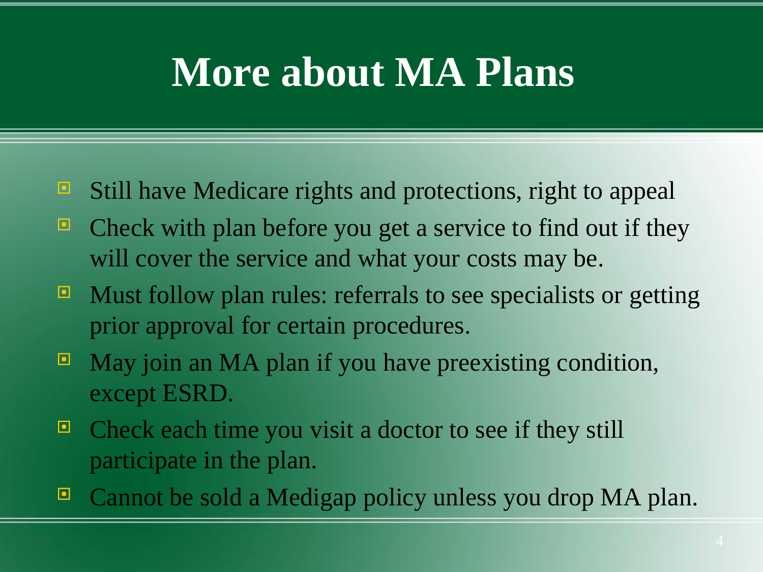# More about MA Plans

- Still have Medicare rights and protections, right to appeal
- Check with plan before you get a service to find out if they will cover the service and what your costs may be.
- Must follow plan rules: referrals to see specialists or getting prior approval for certain procedures.
- May join an MA plan if you have preexisting condition, except ESRD.
- Check each time you visit a doctor to see if they still participate in the plan.
- Cannot be sold a Medigap policy unless you drop MA plan.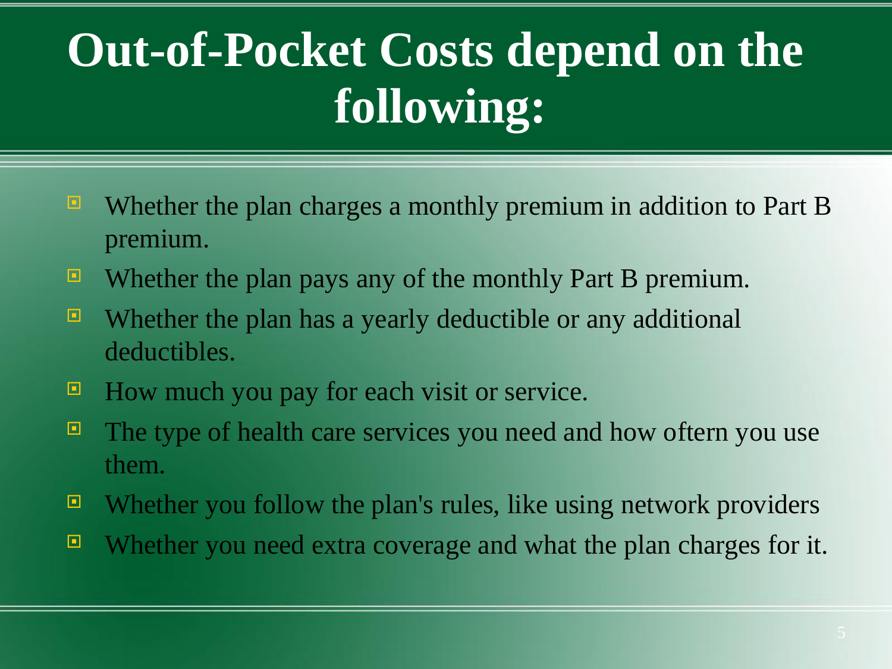# Out-of-Pocket Costs depend on the following:

- Whether the plan charges a monthly premium in addition to Part B premium.
- Whether the plan pays any of the monthly Part B premium.
- Whether the plan has a yearly deductible or any additional deductibles.
- How much you pay for each visit or service.
- The type of health care services you need and how oftern you use them.
- Whether you follow the plan's rules, like using network providers
- Whether you need extra coverage and what the plan charges for it.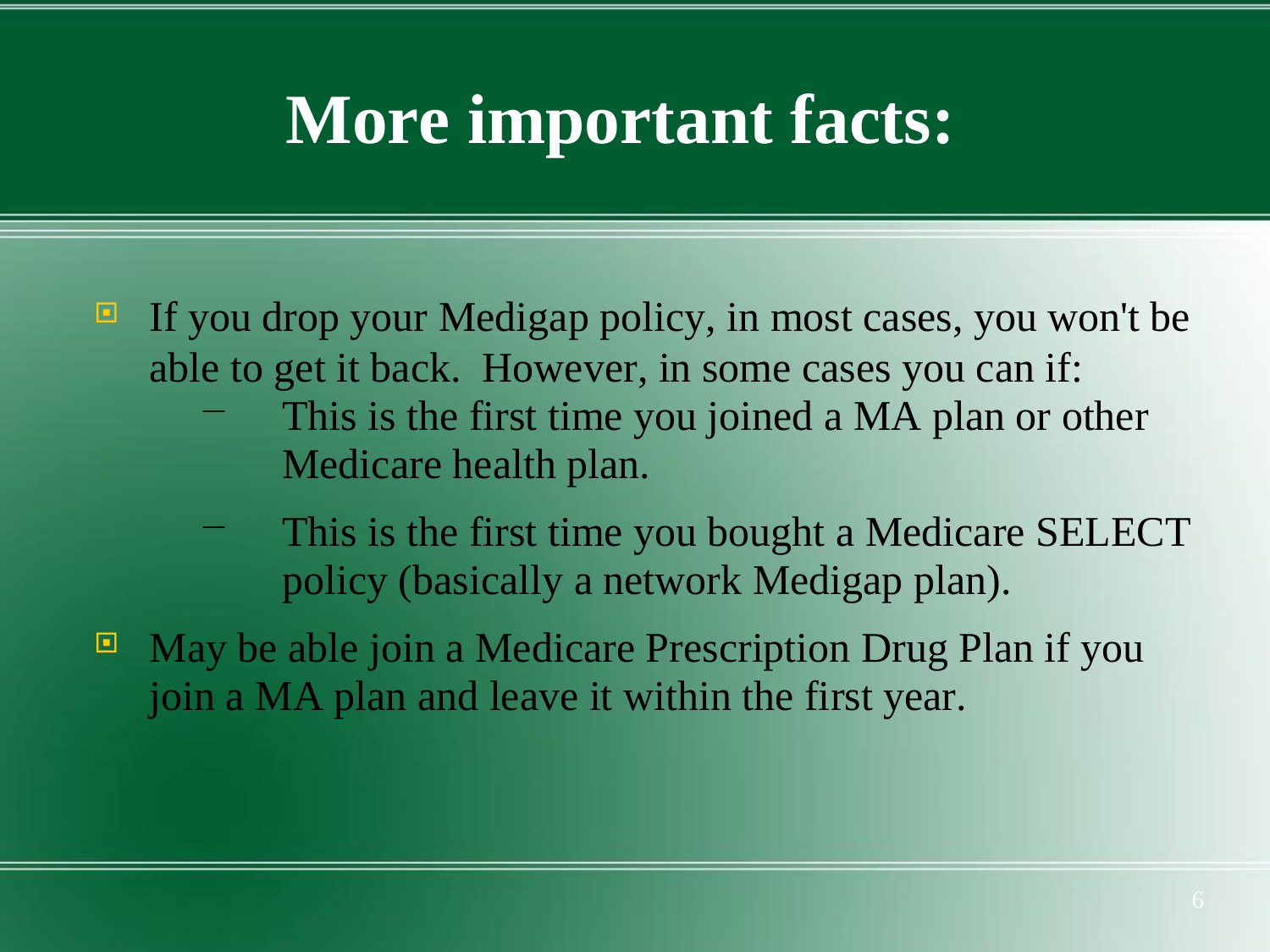# More important facts:

- If you drop your Medigap policy, in most cases, you won't be able to get it back. However, in some cases you can if:
  - This is the first time you joined a MA plan or other Medicare health plan.
  - This is the first time you bought a Medicare SELECT policy (basically a network Medigap plan).
- May be able join a Medicare Prescription Drug Plan if you join a MA plan and leave it within the first year.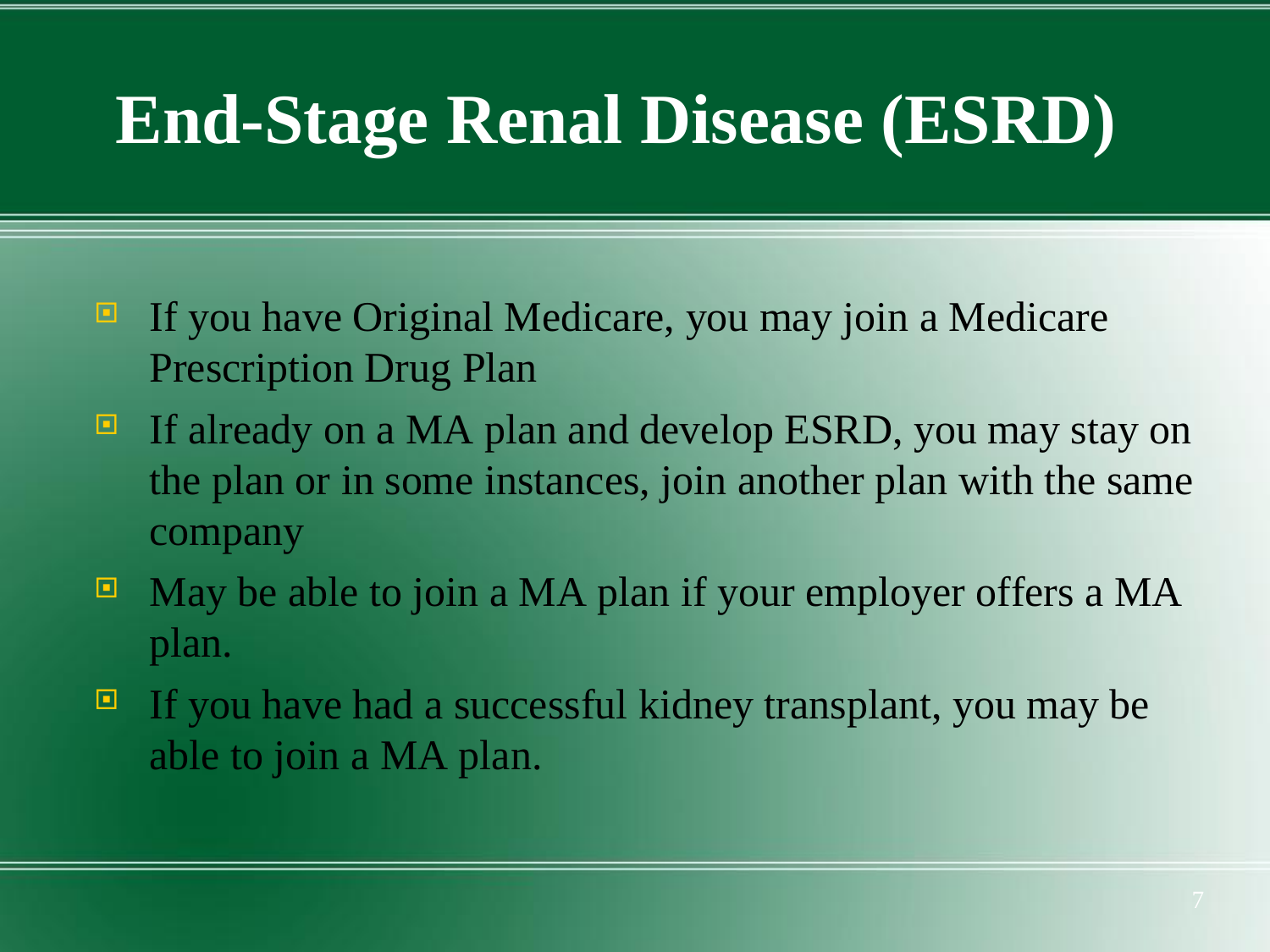# End-Stage Renal Disease (ESRD)

- If you have Original Medicare, you may join a Medicare Prescription Drug Plan
- If already on a MA plan and develop ESRD, you may stay on the plan or in some instances, join another plan with the same company
- May be able to join a MA plan if your employer offers a MA plan.
- If you have had a successful kidney transplant, you may be able to join a MA plan.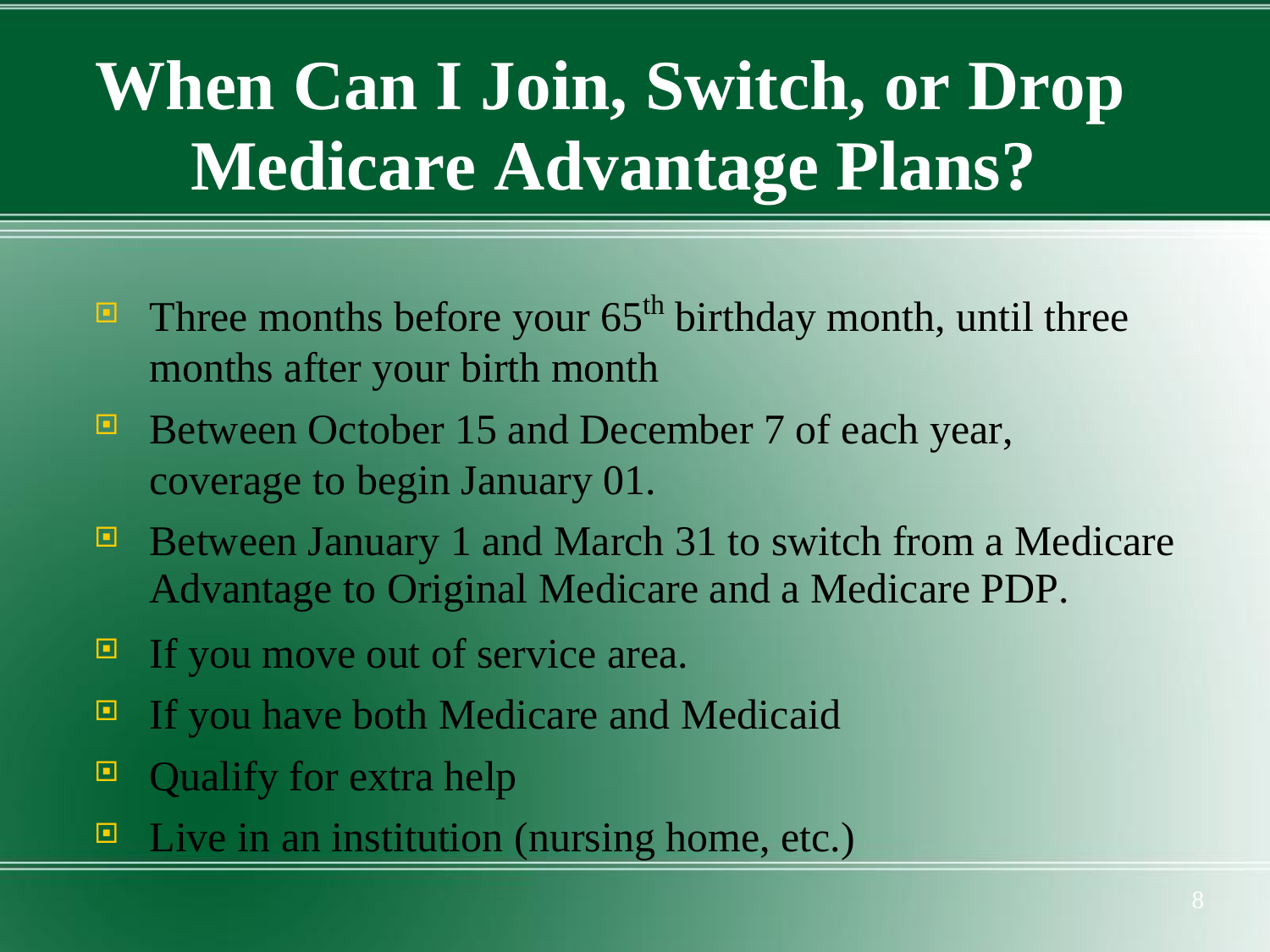# When Can I Join, Switch, or Drop Medicare Advantage Plans?

- Three months before your $65^{th}$ birthday month, until three months after your birth month
- Between October 15 and December 7 of each year, coverage to begin January 01.
- Between January 1 and March 31 to switch from a Medicare Advantage to Original Medicare and a Medicare PDP.
- If you move out of service area.
- If you have both Medicare and Medicaid
- Qualify for extra help
- Live in an institution (nursing home, etc.)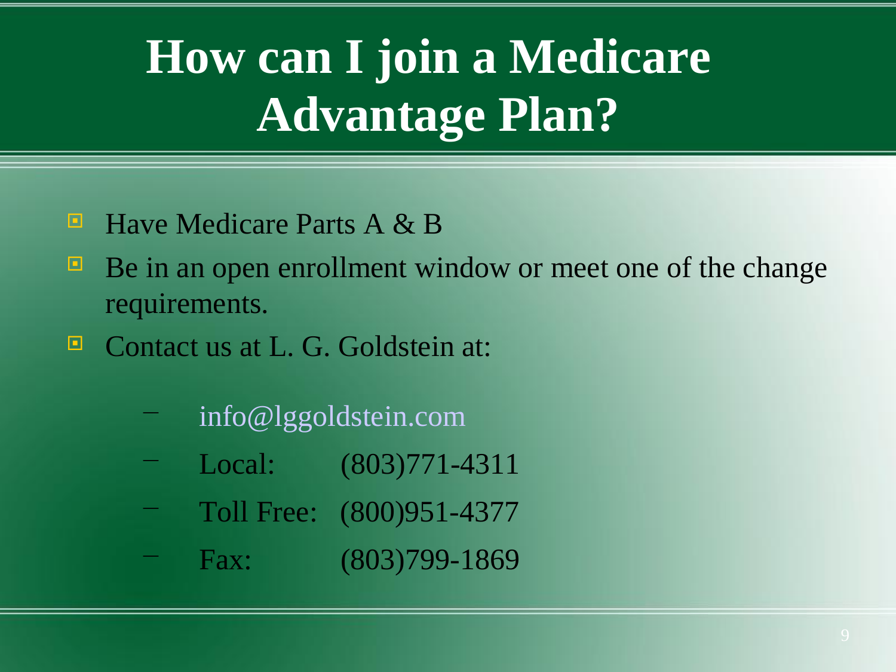# How can I join a Medicare Advantage Plan?

- Have Medicare Parts A & B
- Be in an open enrollment window or meet one of the change requirements.
- Contact us at L. G. Goldstein at:
  - info@lggoldstein.com
  - Local: (803)771-4311
  - Toll Free: (800)951-4377
  - Fax: (803)799-1869